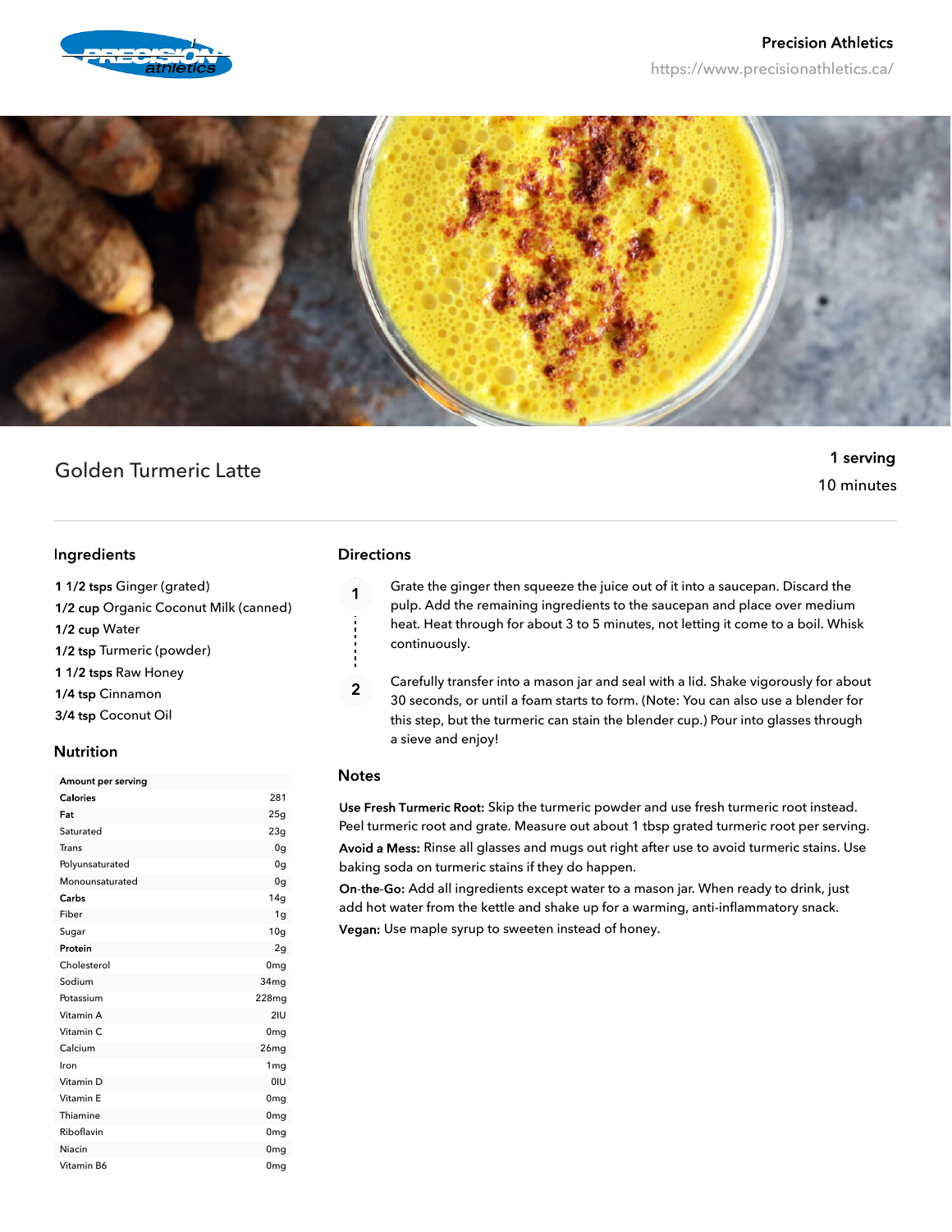Precision Athletics

https://www.precisionathletics.ca/

# Golden Turmeric Latte

**1 serving**

10 minutes

## Ingredients

**1 1/2 tsps** Ginger (grated)
**1/2 cup** Organic Coconut Milk (canned)
**1/2 cup** Water
**1/2 tsp** Turmeric (powder)
**1 1/2 tsps** Raw Honey
**1/4 tsp** Cinnamon
**3/4 tsp** Coconut Oil

## Nutrition

| Amount per serving | |
|---|---|
| **Calories** | 281 |
| **Fat** | 25g |
| Saturated | 23g |
| Trans | 0g |
| Polyunsaturated | 0g |
| Monounsaturated | 0g |
| **Carbs** | 14g |
| Fiber | 1g |
| Sugar | 10g |
| **Protein** | 2g |
| Cholesterol | 0mg |
| Sodium | 34mg |
| Potassium | 228mg |
| Vitamin A | 2IU |
| Vitamin C | 0mg |
| Calcium | 26mg |
| Iron | 1mg |
| Vitamin D | 0IU |
| Vitamin E | 0mg |
| Thiamine | 0mg |
| Riboflavin | 0mg |
| Niacin | 0mg |
| Vitamin B6 | 0mg |

## Directions

1. Grate the ginger then squeeze the juice out of it into a saucepan. Discard the pulp. Add the remaining ingredients to the saucepan and place over medium heat. Heat through for about 3 to 5 minutes, not letting it come to a boil. Whisk continuously.

2. Carefully transfer into a mason jar and seal with a lid. Shake vigorously for about 30 seconds, or until a foam starts to form. (Note: You can also use a blender for this step, but the turmeric can stain the blender cup.) Pour into glasses through a sieve and enjoy!

## Notes

**Use Fresh Turmeric Root:** Skip the turmeric powder and use fresh turmeric root instead. Peel turmeric root and grate. Measure out about 1 tbsp grated turmeric root per serving.
**Avoid a Mess:** Rinse all glasses and mugs out right after use to avoid turmeric stains. Use baking soda on turmeric stains if they do happen.
**On-the-Go:** Add all ingredients except water to a mason jar. When ready to drink, just add hot water from the kettle and shake up for a warming, anti-inflammatory snack.
**Vegan:** Use maple syrup to sweeten instead of honey.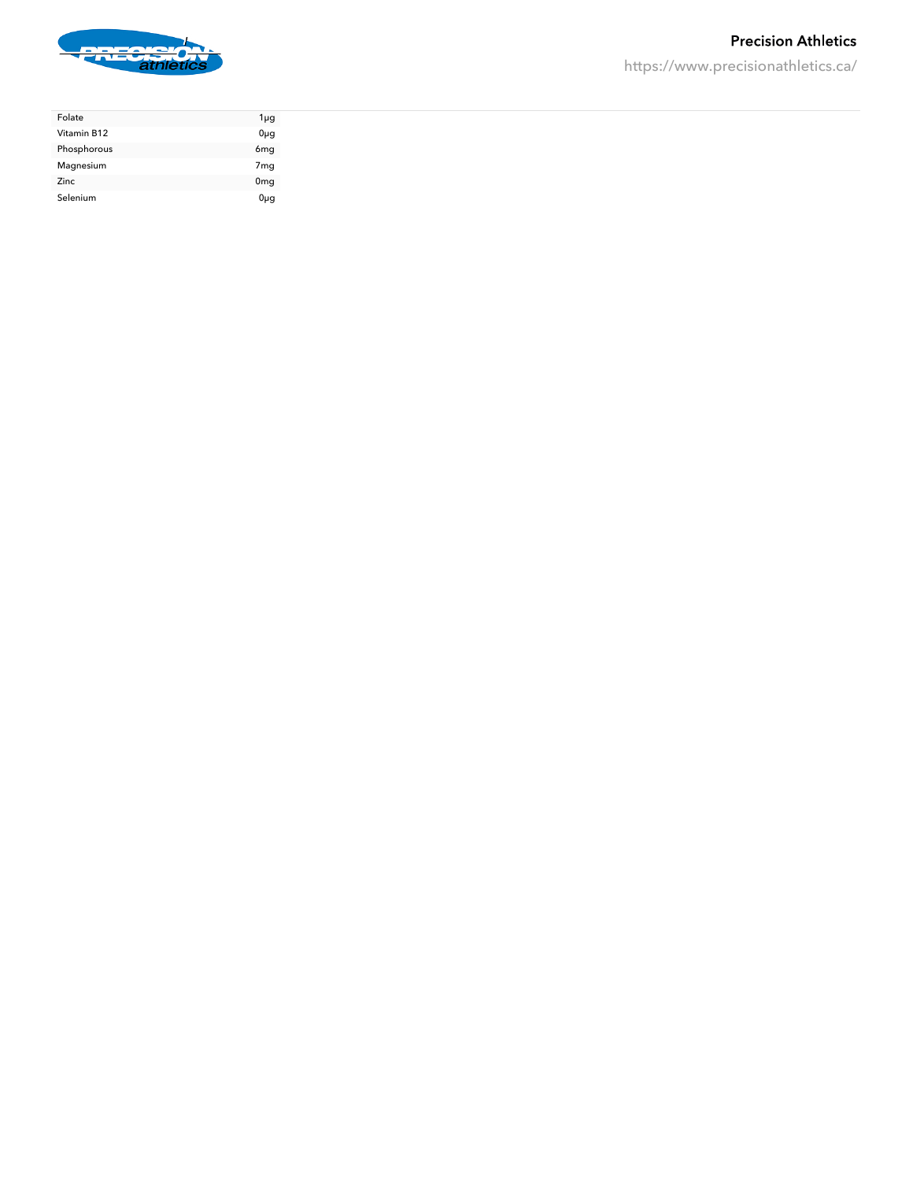| | |
|---|---|
| Folate | 1µg |
| Vitamin B12 | 0µg |
| Phosphorous | 6mg |
| Magnesium | 7mg |
| Zinc | 0mg |
| Selenium | 0µg |